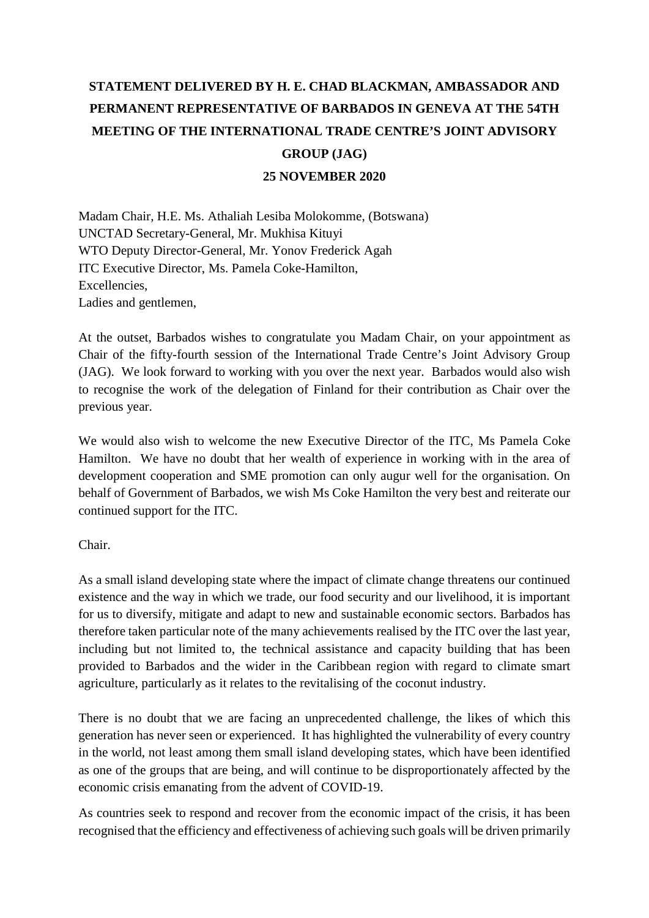# STATEMENT DELIVERED BY H. E. CHAD BLACKMAN, AMBASSADOR AND PERMANENT REPRESENTATIVE OF BARBADOS IN GENEVA AT THE 54TH MEETING OF THE INTERNATIONAL TRADE CENTRE'S JOINT ADVISORY GROUP (JAG)

**25 NOVEMBER 2020**

Madam Chair, H.E. Ms. Athaliah Lesiba Molokomme, (Botswana)
UNCTAD Secretary-General, Mr. Mukhisa Kituyi
WTO Deputy Director-General, Mr. Yonov Frederick Agah
ITC Executive Director, Ms. Pamela Coke-Hamilton,
Excellencies,
Ladies and gentlemen,

At the outset, Barbados wishes to congratulate you Madam Chair, on your appointment as Chair of the fifty-fourth session of the International Trade Centre's Joint Advisory Group (JAG). We look forward to working with you over the next year. Barbados would also wish to recognise the work of the delegation of Finland for their contribution as Chair over the previous year.

We would also wish to welcome the new Executive Director of the ITC, Ms Pamela Coke Hamilton. We have no doubt that her wealth of experience in working with in the area of development cooperation and SME promotion can only augur well for the organisation. On behalf of Government of Barbados, we wish Ms Coke Hamilton the very best and reiterate our continued support for the ITC.

Chair.

As a small island developing state where the impact of climate change threatens our continued existence and the way in which we trade, our food security and our livelihood, it is important for us to diversify, mitigate and adapt to new and sustainable economic sectors. Barbados has therefore taken particular note of the many achievements realised by the ITC over the last year, including but not limited to, the technical assistance and capacity building that has been provided to Barbados and the wider in the Caribbean region with regard to climate smart agriculture, particularly as it relates to the revitalising of the coconut industry.

There is no doubt that we are facing an unprecedented challenge, the likes of which this generation has never seen or experienced. It has highlighted the vulnerability of every country in the world, not least among them small island developing states, which have been identified as one of the groups that are being, and will continue to be disproportionately affected by the economic crisis emanating from the advent of COVID-19.

As countries seek to respond and recover from the economic impact of the crisis, it has been recognised that the efficiency and effectiveness of achieving such goals will be driven primarily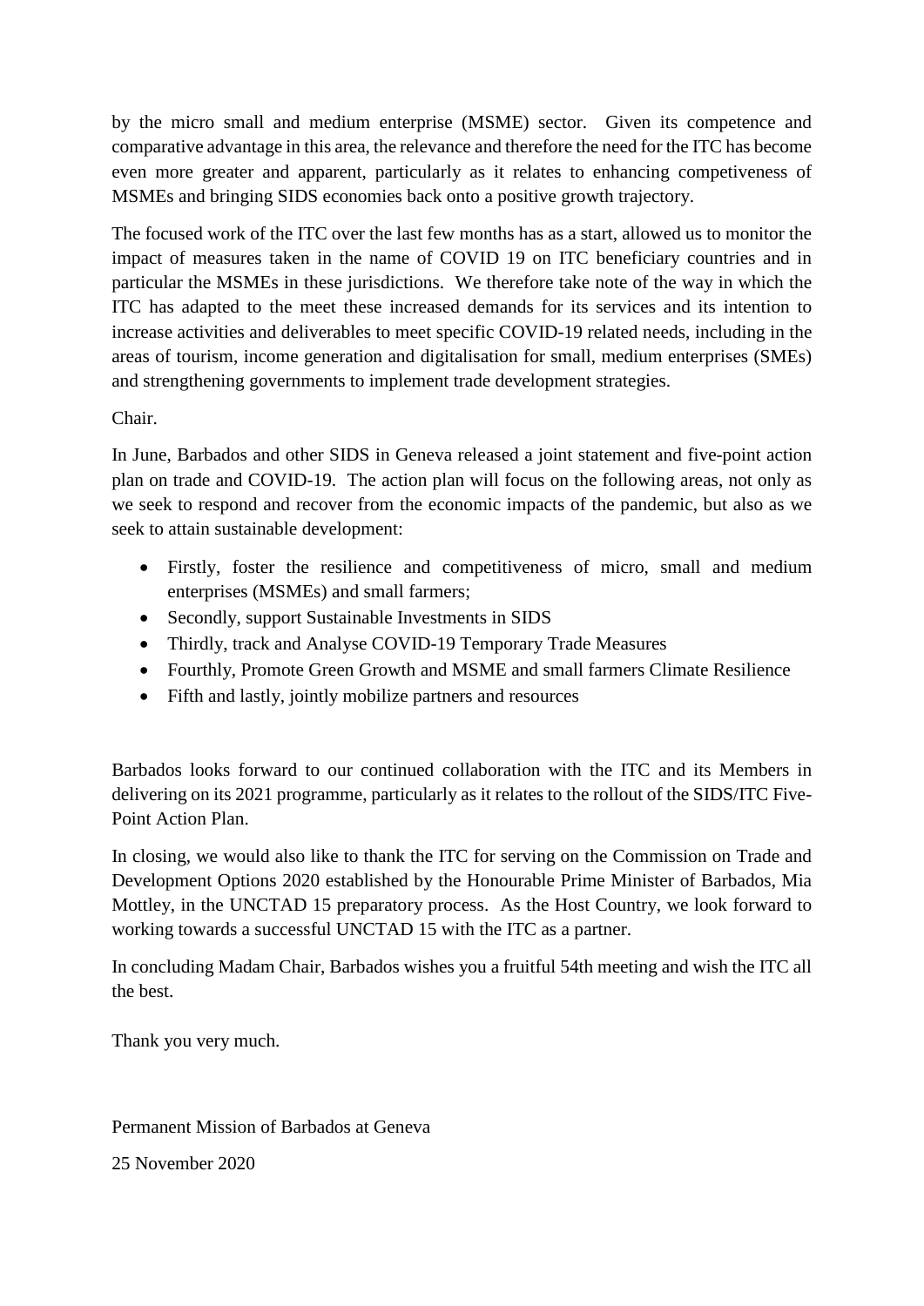by the micro small and medium enterprise (MSME) sector. Given its competence and comparative advantage in this area, the relevance and therefore the need for the ITC has become even more greater and apparent, particularly as it relates to enhancing competiveness of MSMEs and bringing SIDS economies back onto a positive growth trajectory.

The focused work of the ITC over the last few months has as a start, allowed us to monitor the impact of measures taken in the name of COVID 19 on ITC beneficiary countries and in particular the MSMEs in these jurisdictions. We therefore take note of the way in which the ITC has adapted to the meet these increased demands for its services and its intention to increase activities and deliverables to meet specific COVID-19 related needs, including in the areas of tourism, income generation and digitalisation for small, medium enterprises (SMEs) and strengthening governments to implement trade development strategies.

Chair.

In June, Barbados and other SIDS in Geneva released a joint statement and five-point action plan on trade and COVID-19. The action plan will focus on the following areas, not only as we seek to respond and recover from the economic impacts of the pandemic, but also as we seek to attain sustainable development:

- Firstly, foster the resilience and competitiveness of micro, small and medium enterprises (MSMEs) and small farmers;
- Secondly, support Sustainable Investments in SIDS
- Thirdly, track and Analyse COVID-19 Temporary Trade Measures
- Fourthly, Promote Green Growth and MSME and small farmers Climate Resilience
- Fifth and lastly, jointly mobilize partners and resources

Barbados looks forward to our continued collaboration with the ITC and its Members in delivering on its 2021 programme, particularly as it relates to the rollout of the SIDS/ITC Five-Point Action Plan.

In closing, we would also like to thank the ITC for serving on the Commission on Trade and Development Options 2020 established by the Honourable Prime Minister of Barbados, Mia Mottley, in the UNCTAD 15 preparatory process. As the Host Country, we look forward to working towards a successful UNCTAD 15 with the ITC as a partner.

In concluding Madam Chair, Barbados wishes you a fruitful 54th meeting and wish the ITC all the best.

Thank you very much.

Permanent Mission of Barbados at Geneva

25 November 2020